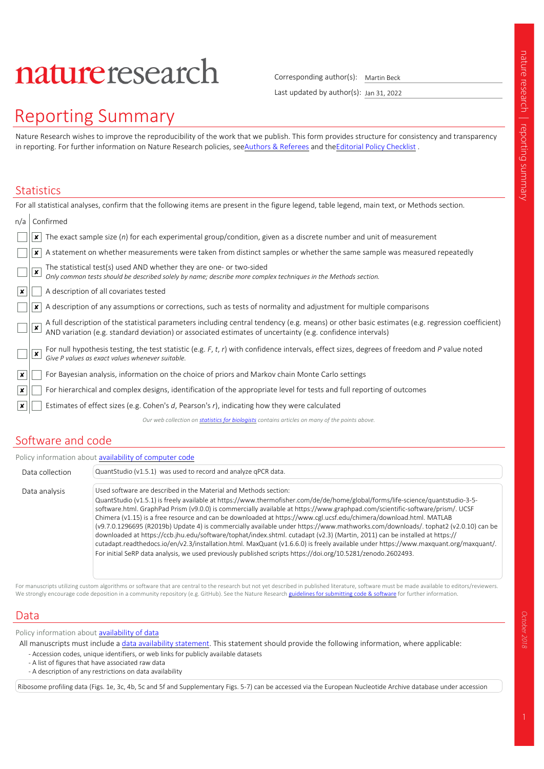# nature research

Corresponding author(s): Martin Beck

Last updated by author(s): Jan 31, 2022

# Reporting Summary

Nature Research wishes to improve the reproducibility of the work that we publish. This form provides structure for consistency and transparency in reporting. For further information on Nature Research policies, see Authors & Referees and the Editorial Policy Checklist .

## Statistics

For all statistical analyses, confirm that the following items are present in the figure legend, table legend, main text, or Methods section.

| n/a | Confirmed | |
|---|---|---|
| ☐ | ☒ | The exact sample size ($n$) for each experimental group/condition, given as a discrete number and unit of measurement |
| ☐ | ☒ | A statement on whether measurements were taken from distinct samples or whether the same sample was measured repeatedly |
| ☐ | ☒ | The statistical test(s) used AND whether they are one- or two-sided<br>*Only common tests should be described solely by name; describe more complex techniques in the Methods section.* |
| ☒ | ☐ | A description of all covariates tested |
| ☐ | ☒ | A description of any assumptions or corrections, such as tests of normality and adjustment for multiple comparisons |
| ☐ | ☒ | A full description of the statistical parameters including central tendency (e.g. means) or other basic estimates (e.g. regression coefficient) AND variation (e.g. standard deviation) or associated estimates of uncertainty (e.g. confidence intervals) |
| ☐ | ☒ | For null hypothesis testing, the test statistic (e.g. $F$, $t$, $r$) with confidence intervals, effect sizes, degrees of freedom and $P$ value noted<br>*Give P values as exact values whenever suitable.* |
| ☒ | ☐ | For Bayesian analysis, information on the choice of priors and Markov chain Monte Carlo settings |
| ☒ | ☐ | For hierarchical and complex designs, identification of the appropriate level for tests and full reporting of outcomes |
| ☒ | ☐ | Estimates of effect sizes (e.g. Cohen's $d$, Pearson's $r$), indicating how they were calculated |

*Our web collection on statistics for biologists contains articles on many of the points above.*

## Software and code

Policy information about availability of computer code

| | |
|---|---|
| Data collection | QuantStudio (v1.5.1) was used to record and analyze qPCR data. |
| Data analysis | Used software are described in the Material and Methods section:<br>QuantStudio (v1.5.1) is freely available at https://www.thermofisher.com/de/de/home/global/forms/life-science/quantstudio-3-5-software.html. GraphPad Prism (v9.0.0) is commercially available at https://www.graphpad.com/scientific-software/prism/. UCSF Chimera (v1.15) is a free resource and can be downloaded at https://www.cgl.ucsf.edu/chimera/download.html. MATLAB (v9.7.0.1296695 (R2019b) Update 4) is commercially available under https://www.mathworks.com/downloads/. tophat2 (v2.0.10) can be downloaded at https://ccb.jhu.edu/software/tophat/index.shtml. cutadapt (v2.3) (Martin, 2011) can be installed at https://cutadapt.readthedocs.io/en/v2.3/installation.html. MaxQuant (v1.6.6.0) is freely available under https://www.maxquant.org/maxquant/.<br>For initial SeRP data analysis, we used previously published scripts https://doi.org/10.5281/zenodo.2602493. |

For manuscripts utilizing custom algorithms or software that are central to the research but not yet described in published literature, software must be made available to editors/reviewers. We strongly encourage code deposition in a community repository (e.g. GitHub). See the Nature Research guidelines for submitting code & software for further information.

## Data

Policy information about availability of data

All manuscripts must include a data availability statement. This statement should provide the following information, where applicable:

- Accession codes, unique identifiers, or web links for publicly available datasets
- A list of figures that have associated raw data
- A description of any restrictions on data availability

Ribosome profiling data (Figs. 1e, 3c, 4b, 5c and 5f and Supplementary Figs. 5-7) can be accessed via the European Nucleotide Archive database under accession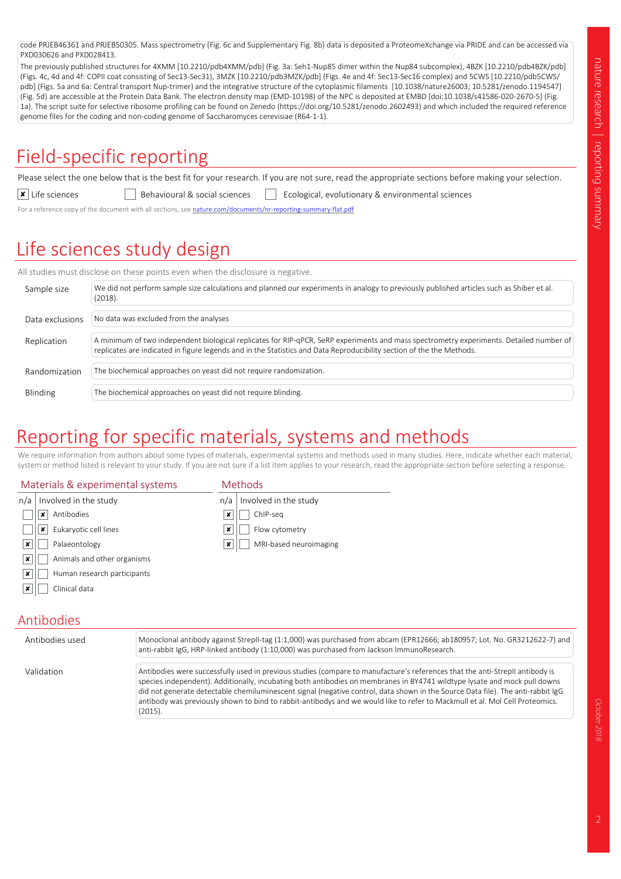code PRJEB46361 and PRJEB50305. Mass spectrometry (Fig. 6c and Supplementary Fig. 8b) data is deposited a ProteomeXchange via PRIDE and can be accessed via PXD030626 and PXD028413.
The previously published structures for 4XMM [10.2210/pdb4XMM/pdb] (Fig. 3a: Seh1-Nup85 dimer within the Nup84 subcomplex), 4BZK [10.2210/pdb4BZK/pdb] (Figs. 4c, 4d and 4f: COPII coat consisting of Sec13-Sec31), 3MZK [10.2210/pdb3MZK/pdb] (Figs. 4e and 4f: Sec13-Sec16 complex) and 5CWS [10.2210/pdb5CWS/pdb] (Figs. 5a and 6a: Central transport Nup-trimer) and the integrative structure of the cytoplasmic filaments [10.1038/nature26003; 10.5281/zenodo.1194547] (Fig. 5d) are accessible at the Protein Data Bank. The electron density map (EMD-10198) of the NPC is deposited at EMBD [doi:10.1038/s41586-020-2670-5] (Fig. 1a). The script suite for selective ribosome profiling can be found on Zenedo (https://doi.org/10.5281/zenodo.2602493) and which included the required reference genome files for the coding and non-coding genome of Saccharomyces cerevisiae (R64-1-1).

# Field-specific reporting

Please select the one below that is the best fit for your research. If you are not sure, read the appropriate sections before making your selection.

- [x] Life sciences
- [ ] Behavioural & social sciences
- [ ] Ecological, evolutionary & environmental sciences

For a reference copy of the document with all sections, see nature.com/documents/nr-reporting-summary-flat.pdf

# Life sciences study design

All studies must disclose on these points even when the disclosure is negative.

| | |
|---|---|
| Sample size | We did not perform sample size calculations and planned our experiments in analogy to previously published articles such as Shiber et al. (2018). |
| Data exclusions | No data was excluded from the analyses |
| Replication | A minimum of two independent biological replicates for RIP-qPCR, SeRP experiments and mass spectrometry experiments. Detailed number of replicates are indicated in figure legends and in the Statistics and Data Reproducibility section of the the Methods. |
| Randomization | The biochemical approaches on yeast did not require randomization. |
| Blinding | The biochemical approaches on yeast did not require blinding. |

# Reporting for specific materials, systems and methods

We require information from authors about some types of materials, experimental systems and methods used in many studies. Here, indicate whether each material, system or method listed is relevant to your study. If you are not sure if a list item applies to your research, read the appropriate section before selecting a response.

**Materials & experimental systems**

| n/a | Involved in the study |
|---|---|
| | [x] Antibodies |
| | [x] Eukaryotic cell lines |
| [x] | Palaeontology |
| [x] | Animals and other organisms |
| [x] | Human research participants |
| [x] | Clinical data |

**Methods**

| n/a | Involved in the study |
|---|---|
| [x] | ChIP-seq |
| [x] | Flow cytometry |
| [x] | MRI-based neuroimaging |

## Antibodies

| | |
|---|---|
| Antibodies used | Monoclonal antibody against StrepII-tag (1:1,000) was purchased from abcam (EPR12666; ab180957; Lot. No. GR3212622-7) and anti-rabbit IgG, HRP-linked antibody (1:10,000) was purchased from Jackson ImmunoResearch. |
| Validation | Antibodies were successfully used in previous studies (compare to manufacture's references that the anti-StrepII antibody is species independent). Additionally, incubating both antibodies on membranes in BY4741 wildtype lysate and mock pull downs did not generate detectable chemiluminescent signal (negative control, data shown in the Source Data file). The anti-rabbit IgG antibody was previously shown to bind to rabbit-antibodys and we would like to refer to Mackmull et al. Mol Cell Proteomics. (2015). |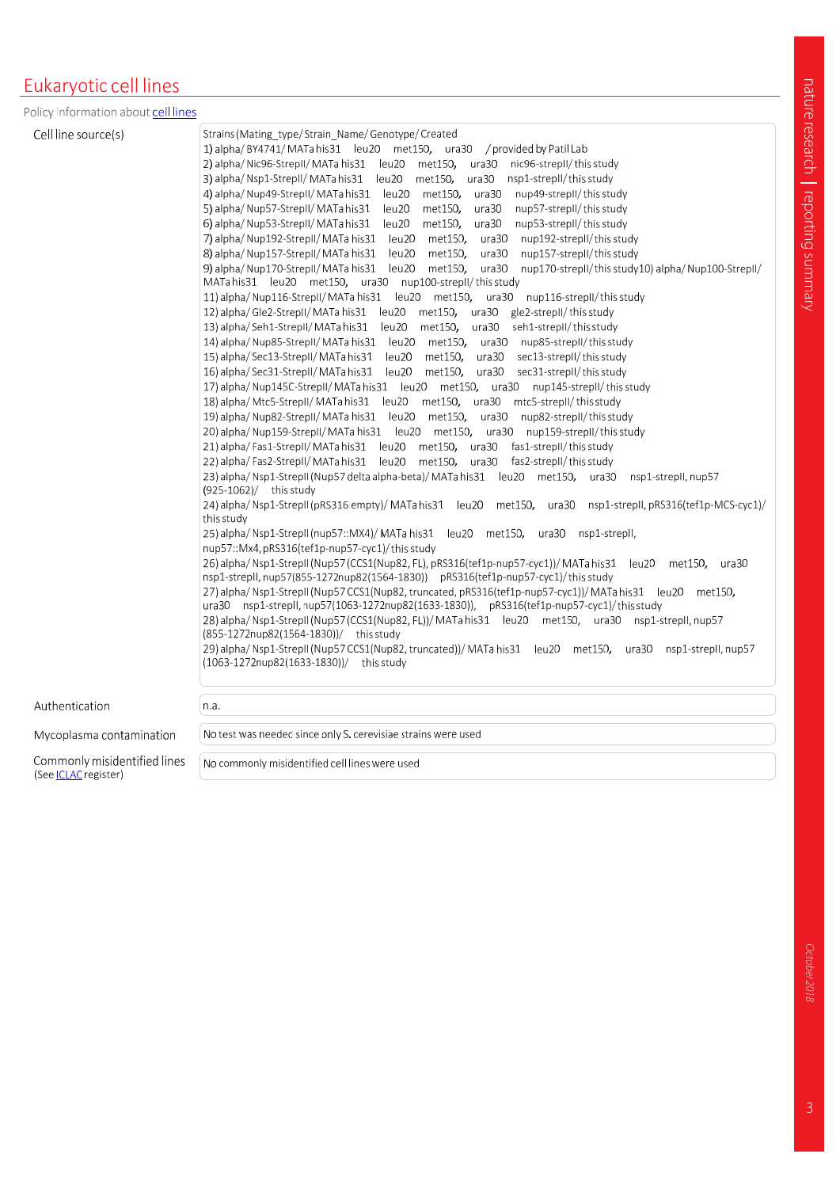## Eukaryotic cell lines

Policy information about cell lines

| | |
|---|---|
| Cell line source(s) | Strains (Mating_type/ Strain_Name/ Genotype/ Created<br>1) alpha/ BY4741/ MATa his31 leu20 met150, ura30 / provided by Patil Lab<br>2) alpha/ Nic96-StrepII/ MATa his31 leu20 met150, ura30 nic96-strepII/ this study<br>3) alpha/ Nsp1-StrepII/ MATa his31 leu20 met150, ura30 nsp1-strepII/ this study<br>4) alpha/ Nup49-StrepII/ MATa his31 leu20 met150, ura30 nup49-strepII/ this study<br>5) alpha/ Nup57-StrepII/ MATa his31 leu20 met150, ura30 nup57-strepII/ this study<br>6) alpha/ Nup53-StrepII/ MATa his31 leu20 met150, ura30 nup53-strepII/ this study<br>7) alpha/ Nup192-StrepII/ MATa his31 leu20 met150, ura30 nup192-strepII/ this study<br>8) alpha/ Nup157-StrepII/ MATa his31 leu20 met150, ura30 nup157-strepII/ this study<br>9) alpha/ Nup170-StrepII/ MATa his31 leu20 met150, ura30 nup170-strepII/ this study10) alpha/ Nup100-StrepII/ MATa his31 leu20 met150, ura30 nup100-strepII/ this study<br>11) alpha/ Nup116-StrepII/ MATa his31 leu20 met150, ura30 nup116-strepII/ this study<br>12) alpha/ Gle2-StrepII/ MATa his31 leu20 met150, ura30 gle2-strepII/ this study<br>13) alpha/ Seh1-StrepII/ MATa his31 leu20 met150, ura30 seh1-strepII/ this study<br>14) alpha/ Nup85-StrepII/ MATa his31 leu20 met150, ura30 nup85-strepII/ this study<br>15) alpha/ Sec13-StrepII/ MATa his31 leu20 met150, ura30 sec13-strepII/ this study<br>16) alpha/ Sec31-StrepII/ MATa his31 leu20 met150, ura30 sec31-strepII/ this study<br>17) alpha/ Nup145C-StrepII/ MATa his31 leu20 met150, ura30 nup145-strepII/ this study<br>18) alpha/ Mtc5-StrepII/ MATa his31 leu20 met150, ura30 mtc5-strepII/ this study<br>19) alpha/ Nup82-StrepII/ MATa his31 leu20 met150, ura30 nup82-strepII/ this study<br>20) alpha/ Nup159-StrepII/ MATa his31 leu20 met150, ura30 nup159-strepII/ this study<br>21) alpha/ Fas1-StrepII/ MATa his31 leu20 met150, ura30 fas1-strepII/ this study<br>22) alpha/ Fas2-StrepII/ MATa his31 leu20 met150, ura30 fas2-strepII/ this study<br>23) alpha/ Nsp1-StrepII (Nup57 delta alpha-beta)/ MATa his31 leu20 met150, ura30 nsp1-strepII, nup57 (925-1062)/ this study<br>24) alpha/ Nsp1-StrepII (pRS316 empty)/ MATa his31 leu20 met150, ura30 nsp1-strepII, pRS316(tef1p-MCS-cyc1)/ this study<br>25) alpha/ Nsp1-StrepII (nup57::MX4)/ MATa his31 leu20 met150, ura30 nsp1-strepII, nup57::Mx4, pRS316(tef1p-nup57-cyc1)/ this study<br>26) alpha/ Nsp1-StrepII (Nup57 (CCS1(Nup82, FL), pRS316(tef1p-nup57-cyc1))/ MATa his31 leu20 met150, ura30 nsp1-strepII, nup57(855-1272nup82(1564-1830)) pRS316(tef1p-nup57-cyc1)/ this study<br>27) alpha/ Nsp1-StrepII (Nup57 CCS1(Nup82, truncated, pRS316(tef1p-nup57-cyc1))/ MATa his31 leu20 met150, ura30 nsp1-strepII, nup57(1063-1272nup82(1633-1830)), pRS316(tef1p-nup57-cyc1)/ this study<br>28) alpha/ Nsp1-StrepII (Nup57 (CCS1(Nup82, FL))/ MATa his31 leu20 met150, ura30 nsp1-strepII, nup57 (855-1272nup82(1564-1830))/ this study<br>29) alpha/ Nsp1-StrepII (Nup57 CCS1(Nup82, truncated))/ MATa his31 leu20 met150, ura30 nsp1-strepII, nup57 (1063-1272nup82(1633-1830))/ this study |
| Authentication | n.a. |
| Mycoplasma contamination | No test was needec since only S. cerevisiae strains were used |
| Commonly misidentified lines<br>(See ICLAC register) | No commonly misidentified cell lines were used |